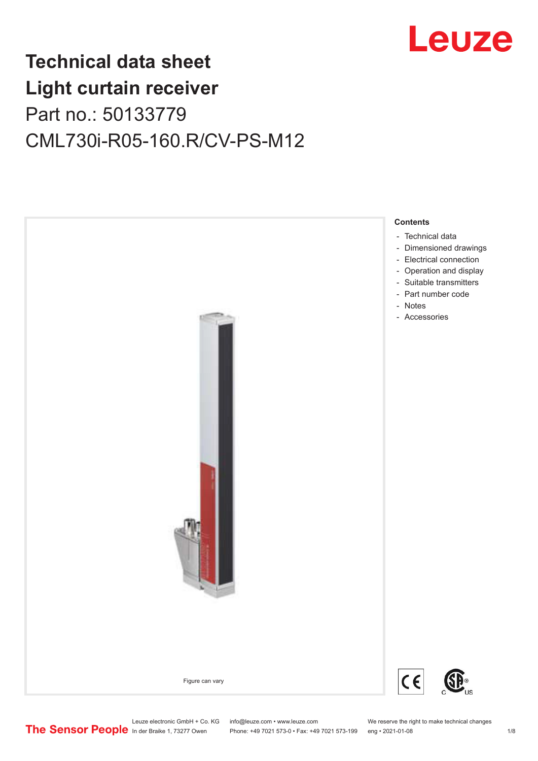# Technical data sheet
# Light curtain receiver
## Part no.: 50133779
## CML730i-R05-160.R/CV-PS-M12

Figure can vary

**Contents**

- Technical data
- Dimensioned drawings
- Electrical connection
- Operation and display
- Suitable transmitters
- Part number code
- Notes
- Accessories

Leuze electronic GmbH + Co. KG
In der Braike 1, 73277 Owen

info@leuze.com • www.leuze.com
Phone: +49 7021 573-0 • Fax: +49 7021 573-199

We reserve the right to make technical changes
eng • 2021-01-08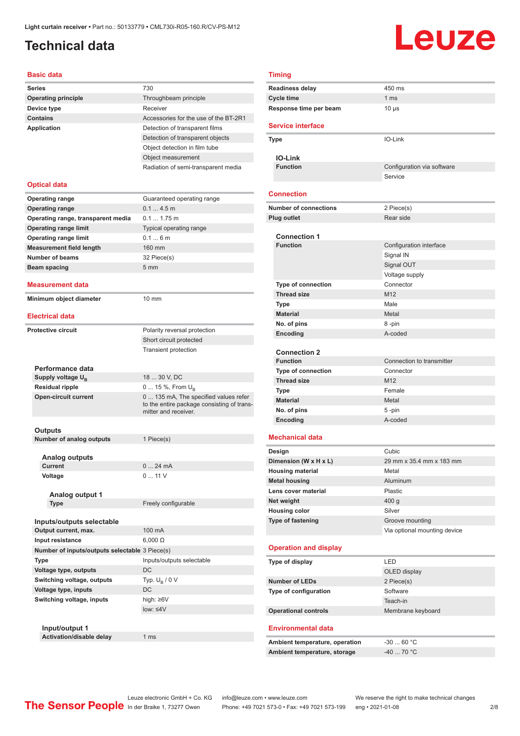# Technical data

Light curtain receiver • Part no.: 50133779 • CML730i-R05-160.R/CV-PS-M12

## Basic data

| | |
|---|---|
| Series | 730 |
| Operating principle | Throughbeam principle |
| Device type | Receiver |
| Contains | Accessories for the use of the BT-2R1 |
| Application | Detection of transparent films |
| | Detection of transparent objects |
| | Object detection in film tube |
| | Object measurement |
| | Radiation of semi-transparent media |

## Optical data

| | |
|---|---|
| Operating range | Guaranteed operating range |
| Operating range | 0.1 ... 4.5 m |
| Operating range, transparent media | 0.1 ... 1.75 m |
| Operating range limit | Typical operating range |
| Operating range limit | 0.1 ... 6 m |
| Measurement field length | 160 mm |
| Number of beams | 32 Piece(s) |
| Beam spacing | 5 mm |

## Measurement data

| | |
|---|---|
| Minimum object diameter | 10 mm |

## Electrical data

| | |
|---|---|
| Protective circuit | Polarity reversal protection |
| | Short circuit protected |
| | Transient protection |

### Performance data

| | |
|---|---|
| Supply voltage $U_B$ | 18 ... 30 V, DC |
| Residual ripple | 0 ... 15 %, From $U_B$ |
| Open-circuit current | 0 ... 135 mA, The specified values refer to the entire package consisting of transmitter and receiver. |

### Outputs

| | |
|---|---|
| Number of analog outputs | 1 Piece(s) |

#### Analog outputs

| | |
|---|---|
| Current | 0 ... 24 mA |
| Voltage | 0 ... 11 V |

##### Analog output 1

| | |
|---|---|
| Type | Freely configurable |

### Inputs/outputs selectable

| | |
|---|---|
| Output current, max. | 100 mA |
| Input resistance | 6,000 Ω |
| Number of inputs/outputs selectable | 3 Piece(s) |
| Type | Inputs/outputs selectable |
| Voltage type, outputs | DC |
| Switching voltage, outputs | Typ. $U_B$ / 0 V |
| Voltage type, inputs | DC |
| Switching voltage, inputs | high: ≥6V |
| | low: ≤4V |

#### Input/output 1

| | |
|---|---|
| Activation/disable delay | 1 ms |

## Timing

| | |
|---|---|
| Readiness delay | 450 ms |
| Cycle time | 1 ms |
| Response time per beam | 10 µs |

## Service interface

| | |
|---|---|
| Type | IO-Link |

### IO-Link

| | |
|---|---|
| Function | Configuration via software |
| | Service |

## Connection

| | |
|---|---|
| Number of connections | 2 Piece(s) |
| Plug outlet | Rear side |

### Connection 1

| | |
|---|---|
| Function | Configuration interface |
| | Signal IN |
| | Signal OUT |
| | Voltage supply |
| Type of connection | Connector |
| Thread size | M12 |
| Type | Male |
| Material | Metal |
| No. of pins | 8 -pin |
| Encoding | A-coded |

### Connection 2

| | |
|---|---|
| Function | Connection to transmitter |
| Type of connection | Connector |
| Thread size | M12 |
| Type | Female |
| Material | Metal |
| No. of pins | 5 -pin |
| Encoding | A-coded |

## Mechanical data

| | |
|---|---|
| Design | Cubic |
| Dimension (W x H x L) | 29 mm x 35.4 mm x 183 mm |
| Housing material | Metal |
| Metal housing | Aluminum |
| Lens cover material | Plastic |
| Net weight | 400 g |
| Housing color | Silver |
| Type of fastening | Groove mounting |
| | Via optional mounting device |

## Operation and display

| | |
|---|---|
| Type of display | LED |
| | OLED display |
| Number of LEDs | 2 Piece(s) |
| Type of configuration | Software |
| | Teach-in |
| Operational controls | Membrane keyboard |

## Environmental data

| | |
|---|---|
| Ambient temperature, operation | -30 ... 60 °C |
| Ambient temperature, storage | -40 ... 70 °C |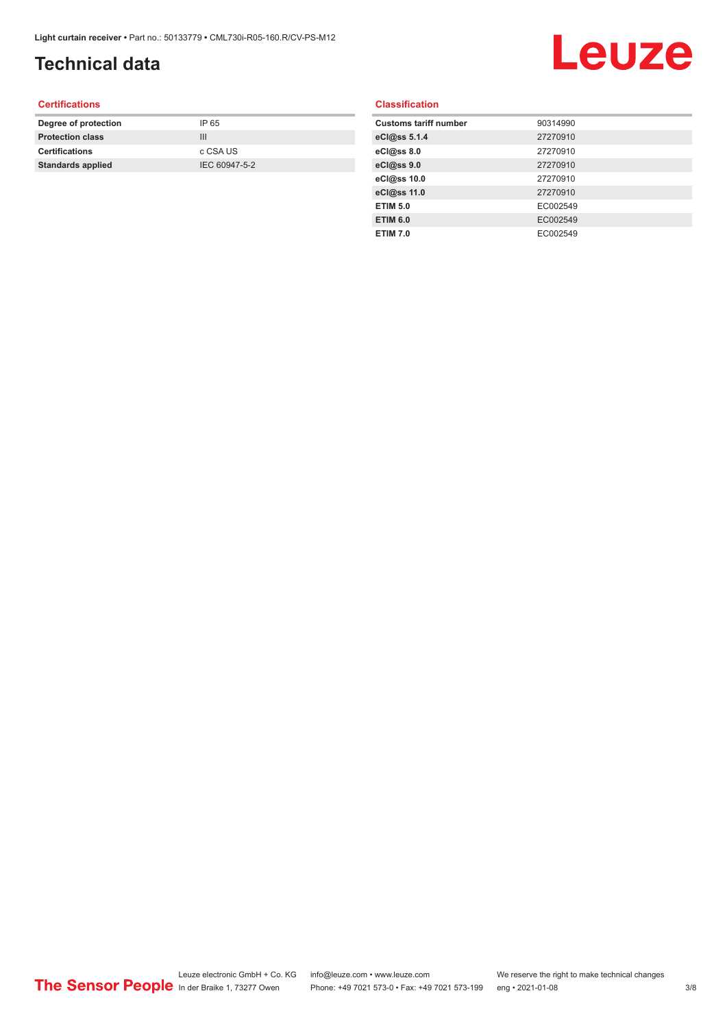# Technical data

## Certifications

| | |
|---|---|
| **Degree of protection** | IP 65 |
| **Protection class** | III |
| **Certifications** | c CSA US |
| **Standards applied** | IEC 60947-5-2 |

## Classification

| | |
|---|---|
| **Customs tariff number** | 90314990 |
| **eCl@ss 5.1.4** | 27270910 |
| **eCl@ss 8.0** | 27270910 |
| **eCl@ss 9.0** | 27270910 |
| **eCl@ss 10.0** | 27270910 |
| **eCl@ss 11.0** | 27270910 |
| **ETIM 5.0** | EC002549 |
| **ETIM 6.0** | EC002549 |
| **ETIM 7.0** | EC002549 |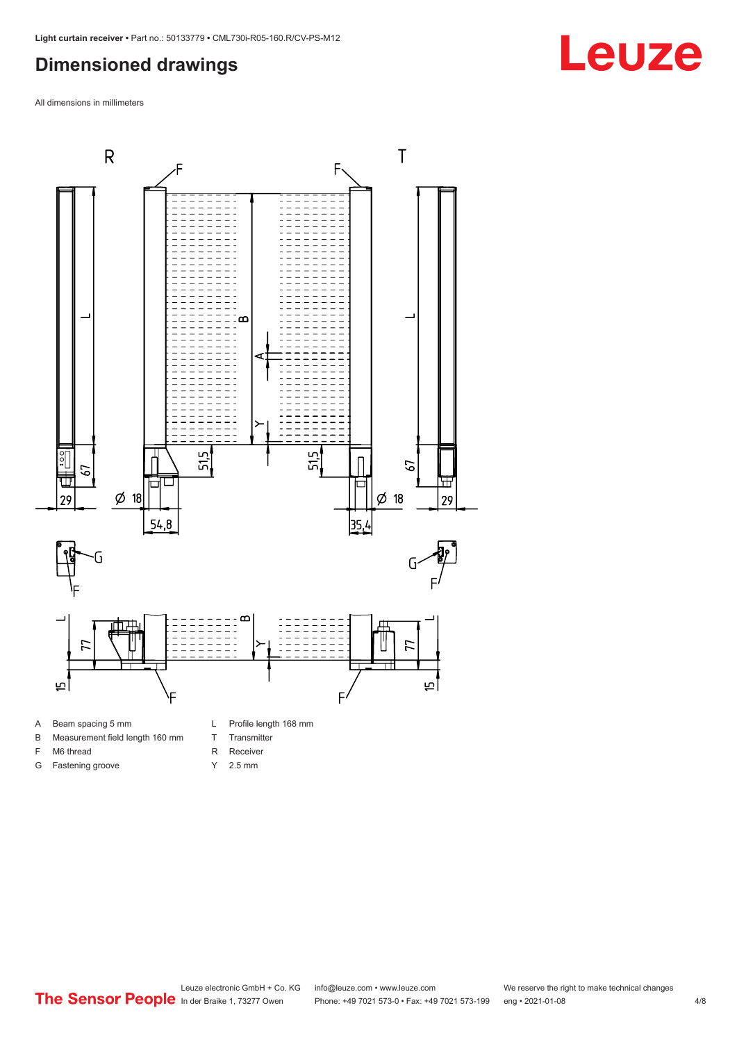## Dimensioned drawings

All dimensions in millimeters

| | | | |
|---|---|---|---|
| A | Beam spacing 5 mm | L | Profile length 168 mm |
| B | Measurement field length 160 mm | T | Transmitter |
| F | M6 thread | R | Receiver |
| G | Fastening groove | Y | 2.5 mm |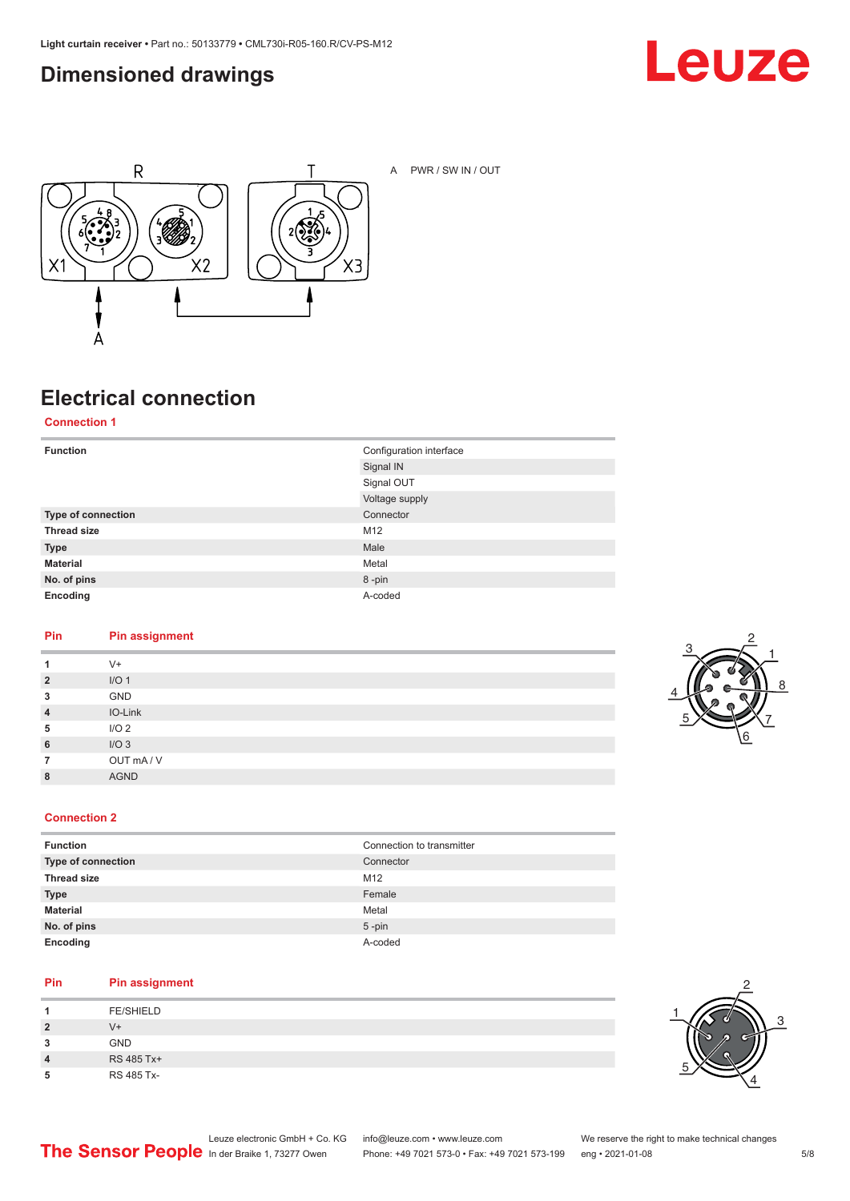## Dimensioned drawings

A PWR / SW IN / OUT

## Electrical connection

### Connection 1

| Function | Configuration interface |
|---|---|
| | Signal IN |
| | Signal OUT |
| | Voltage supply |
| Type of connection | Connector |
| Thread size | M12 |
| Type | Male |
| Material | Metal |
| No. of pins | 8 -pin |
| Encoding | A-coded |

| Pin | Pin assignment |
|---|---|
| 1 | V+ |
| 2 | I/O 1 |
| 3 | GND |
| 4 | IO-Link |
| 5 | I/O 2 |
| 6 | I/O 3 |
| 7 | OUT mA / V |
| 8 | AGND |

### Connection 2

| Function | Connection to transmitter |
|---|---|
| Type of connection | Connector |
| Thread size | M12 |
| Type | Female |
| Material | Metal |
| No. of pins | 5 -pin |
| Encoding | A-coded |

| Pin | Pin assignment |
|---|---|
| 1 | FE/SHIELD |
| 2 | V+ |
| 3 | GND |
| 4 | RS 485 Tx+ |
| 5 | RS 485 Tx- |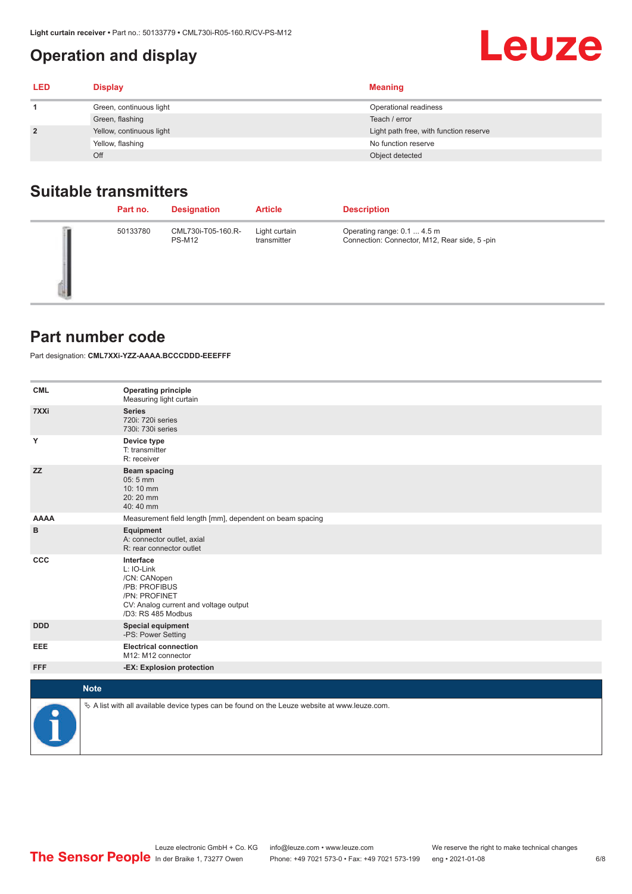# Operation and display

| LED | Display | Meaning |
|---|---|---|
| 1 | Green, continuous light | Operational readiness |
| | Green, flashing | Teach / error |
| 2 | Yellow, continuous light | Light path free, with function reserve |
| | Yellow, flashing | No function reserve |
| | Off | Object detected |

## Suitable transmitters

| | Part no. | Designation | Article | Description |
|---|---|---|---|---|
| | 50133780 | CML730i-T05-160.R-PS-M12 | Light curtain transmitter | Operating range: 0.1 ... 4.5 m<br>Connection: Connector, M12, Rear side, 5 -pin |

## Part number code

Part designation: **CML7XXi-YZZ-AAAA.BCCCDDD-EEEFFF**

| | |
|---|---|
| **CML** | **Operating principle**<br>Measuring light curtain |
| **7XXi** | **Series**<br>720i: 720i series<br>730i: 730i series |
| **Y** | **Device type**<br>T: transmitter<br>R: receiver |
| **ZZ** | **Beam spacing**<br>05: 5 mm<br>10: 10 mm<br>20: 20 mm<br>40: 40 mm |
| **AAAA** | Measurement field length [mm], dependent on beam spacing |
| **B** | **Equipment**<br>A: connector outlet, axial<br>R: rear connector outlet |
| **CCC** | **Interface**<br>L: IO-Link<br>/CN: CANopen<br>/PB: PROFIBUS<br>/PN: PROFINET<br>CV: Analog current and voltage output<br>/D3: RS 485 Modbus |
| **DDD** | **Special equipment**<br>-PS: Power Setting |
| **EEE** | **Electrical connection**<br>M12: M12 connector |
| **FFF** | **-EX: Explosion protection** |

**Note**

↳ A list with all available device types can be found on the Leuze website at www.leuze.com.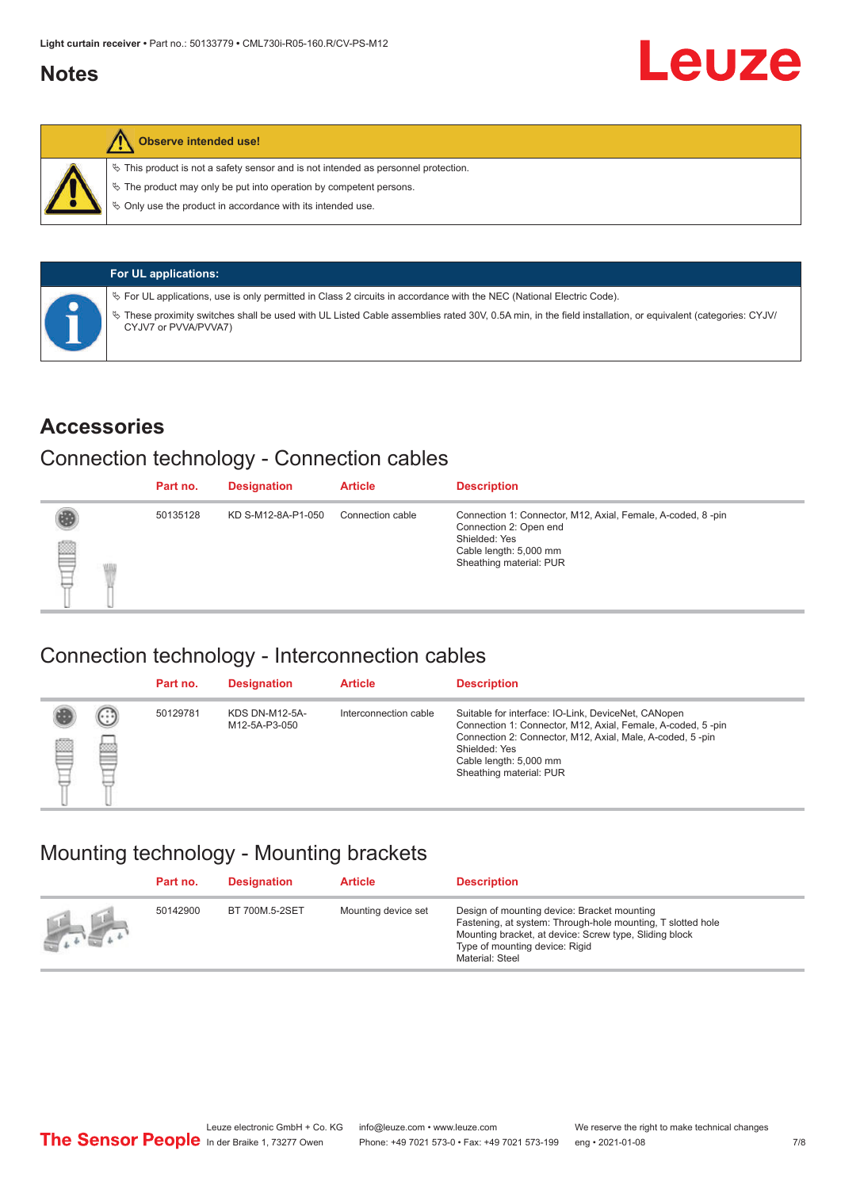## Notes

**Observe intended use!**

- ✎ This product is not a safety sensor and is not intended as personnel protection.
- ✎ The product may only be put into operation by competent persons.
- ✎ Only use the product in accordance with its intended use.

**For UL applications:**

- ✎ For UL applications, use is only permitted in Class 2 circuits in accordance with the NEC (National Electric Code).
- ✎ These proximity switches shall be used with UL Listed Cable assemblies rated 30V, 0.5A min, in the field installation, or equivalent (categories: CYJV/CYJV7 or PVVA/PVVA7)

# Accessories

## Connection technology - Connection cables

| Part no. | Designation | Article | Description |
|---|---|---|---|
| 50135128 | KD S-M12-8A-P1-050 | Connection cable | Connection 1: Connector, M12, Axial, Female, A-coded, 8 -pin<br>Connection 2: Open end<br>Shielded: Yes<br>Cable length: 5,000 mm<br>Sheathing material: PUR |

## Connection technology - Interconnection cables

| Part no. | Designation | Article | Description |
|---|---|---|---|
| 50129781 | KDS DN-M12-5A-M12-5A-P3-050 | Interconnection cable | Suitable for interface: IO-Link, DeviceNet, CANopen<br>Connection 1: Connector, M12, Axial, Female, A-coded, 5 -pin<br>Connection 2: Connector, M12, Axial, Male, A-coded, 5 -pin<br>Shielded: Yes<br>Cable length: 5,000 mm<br>Sheathing material: PUR |

## Mounting technology - Mounting brackets

| Part no. | Designation | Article | Description |
|---|---|---|---|
| 50142900 | BT 700M.5-2SET | Mounting device set | Design of mounting device: Bracket mounting<br>Fastening, at system: Through-hole mounting, T slotted hole<br>Mounting bracket, at device: Screw type, Sliding block<br>Type of mounting device: Rigid<br>Material: Steel |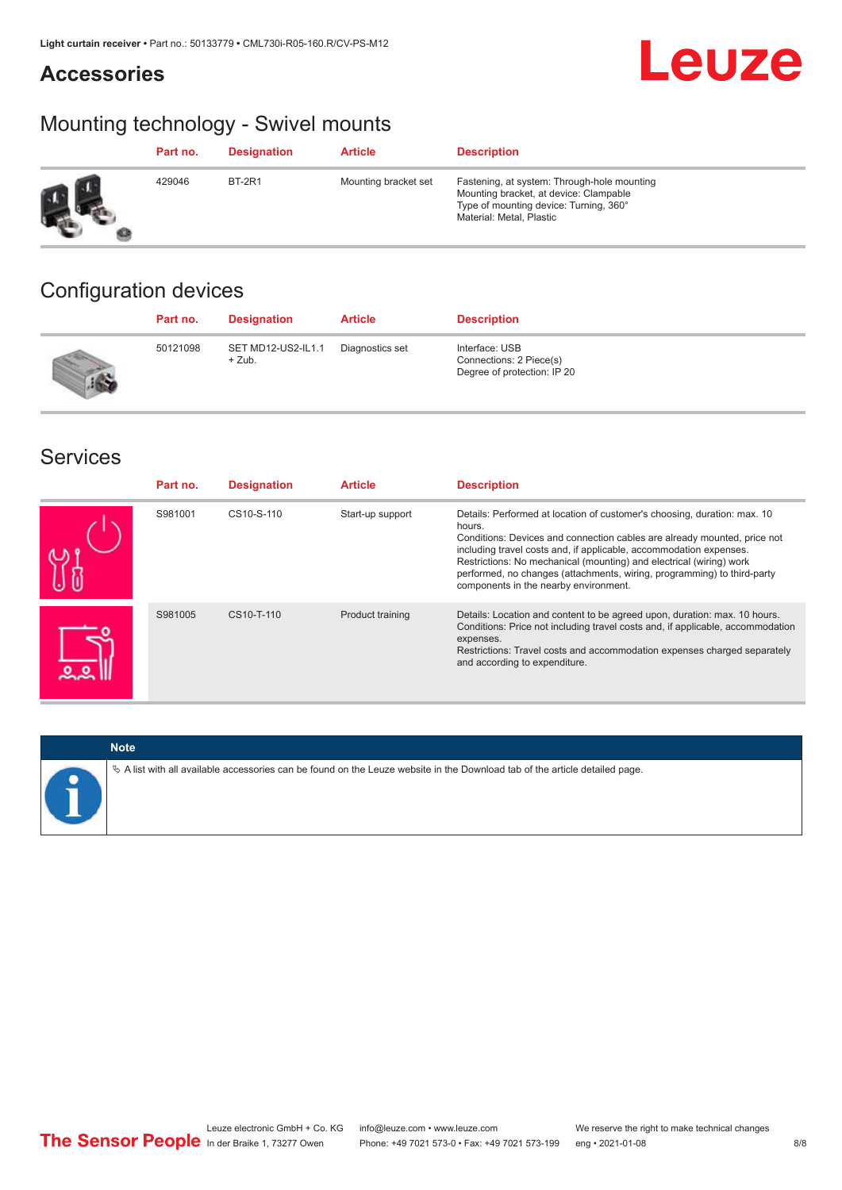# Accessories

## Mounting technology - Swivel mounts

| Part no. | Designation | Article | Description |
|---|---|---|---|
| 429046 | BT-2R1 | Mounting bracket set | Fastening, at system: Through-hole mounting<br>Mounting bracket, at device: Clampable<br>Type of mounting device: Turning, 360°<br>Material: Metal, Plastic |

## Configuration devices

| Part no. | Designation | Article | Description |
|---|---|---|---|
| 50121098 | SET MD12-US2-IL1.1 + Zub. | Diagnostics set | Interface: USB<br>Connections: 2 Piece(s)<br>Degree of protection: IP 20 |

## Services

| Part no. | Designation | Article | Description |
|---|---|---|---|
| S981001 | CS10-S-110 | Start-up support | Details: Performed at location of customer's choosing, duration: max. 10 hours.<br>Conditions: Devices and connection cables are already mounted, price not including travel costs and, if applicable, accommodation expenses.<br>Restrictions: No mechanical (mounting) and electrical (wiring) work performed, no changes (attachments, wiring, programming) to third-party components in the nearby environment. |
| S981005 | CS10-T-110 | Product training | Details: Location and content to be agreed upon, duration: max. 10 hours.<br>Conditions: Price not including travel costs and, if applicable, accommodation expenses.<br>Restrictions: Travel costs and accommodation expenses charged separately and according to expenditure. |

**Note**

↳ A list with all available accessories can be found on the Leuze website in the Download tab of the article detailed page.